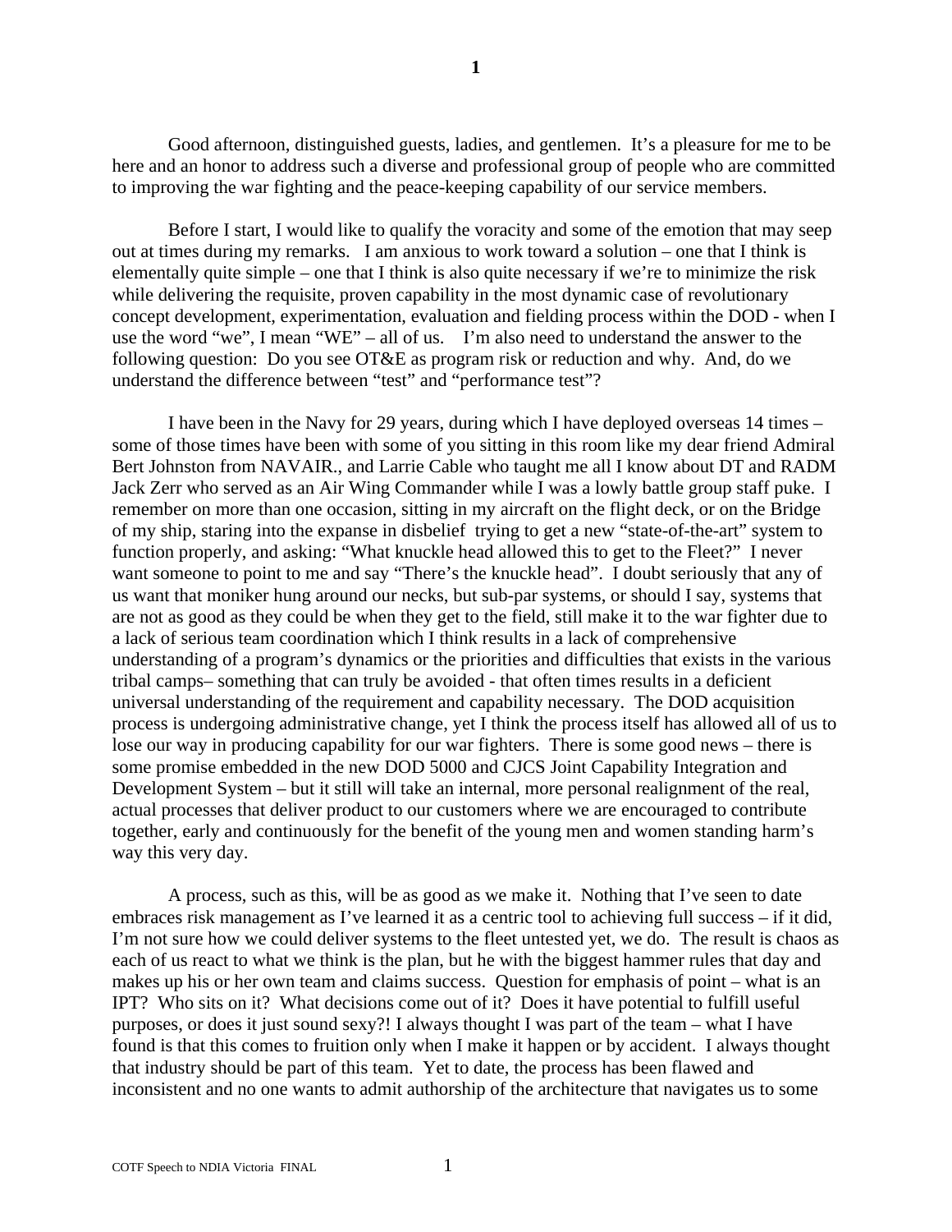Good afternoon, distinguished guests, ladies, and gentlemen. It's a pleasure for me to be here and an honor to address such a diverse and professional group of people who are committed to improving the war fighting and the peace-keeping capability of our service members.

Before I start, I would like to qualify the voracity and some of the emotion that may seep out at times during my remarks. I am anxious to work toward a solution – one that I think is elementally quite simple – one that I think is also quite necessary if we're to minimize the risk while delivering the requisite, proven capability in the most dynamic case of revolutionary concept development, experimentation, evaluation and fielding process within the DOD - when I use the word "we", I mean "WE" – all of us. I'm also need to understand the answer to the following question: Do you see OT&E as program risk or reduction and why. And, do we understand the difference between "test" and "performance test"?

I have been in the Navy for 29 years, during which I have deployed overseas 14 times – some of those times have been with some of you sitting in this room like my dear friend Admiral Bert Johnston from NAVAIR., and Larrie Cable who taught me all I know about DT and RADM Jack Zerr who served as an Air Wing Commander while I was a lowly battle group staff puke. I remember on more than one occasion, sitting in my aircraft on the flight deck, or on the Bridge of my ship, staring into the expanse in disbelief trying to get a new "state-of-the-art" system to function properly, and asking: "What knuckle head allowed this to get to the Fleet?" I never want someone to point to me and say "There's the knuckle head". I doubt seriously that any of us want that moniker hung around our necks, but sub-par systems, or should I say, systems that are not as good as they could be when they get to the field, still make it to the war fighter due to a lack of serious team coordination which I think results in a lack of comprehensive understanding of a program's dynamics or the priorities and difficulties that exists in the various tribal camps– something that can truly be avoided - that often times results in a deficient universal understanding of the requirement and capability necessary. The DOD acquisition process is undergoing administrative change, yet I think the process itself has allowed all of us to lose our way in producing capability for our war fighters. There is some good news – there is some promise embedded in the new DOD 5000 and CJCS Joint Capability Integration and Development System – but it still will take an internal, more personal realignment of the real, actual processes that deliver product to our customers where we are encouraged to contribute together, early and continuously for the benefit of the young men and women standing harm's way this very day.

A process, such as this, will be as good as we make it. Nothing that I've seen to date embraces risk management as I've learned it as a centric tool to achieving full success – if it did, I'm not sure how we could deliver systems to the fleet untested yet, we do. The result is chaos as each of us react to what we think is the plan, but he with the biggest hammer rules that day and makes up his or her own team and claims success. Question for emphasis of point – what is an IPT? Who sits on it? What decisions come out of it? Does it have potential to fulfill useful purposes, or does it just sound sexy?! I always thought I was part of the team – what I have found is that this comes to fruition only when I make it happen or by accident. I always thought that industry should be part of this team. Yet to date, the process has been flawed and inconsistent and no one wants to admit authorship of the architecture that navigates us to some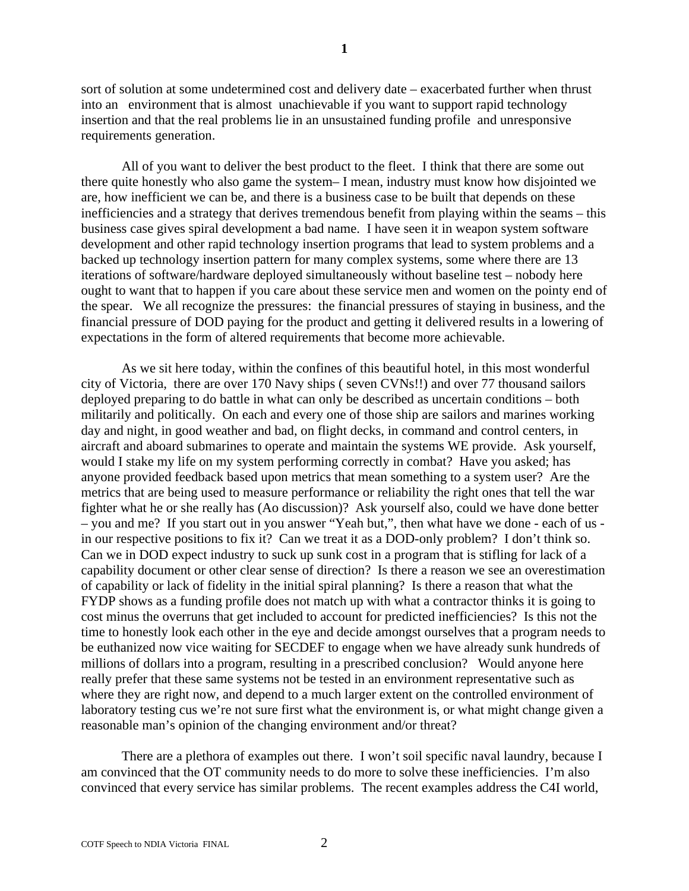sort of solution at some undetermined cost and delivery date – exacerbated further when thrust into an environment that is almost unachievable if you want to support rapid technology insertion and that the real problems lie in an unsustained funding profile and unresponsive requirements generation.

All of you want to deliver the best product to the fleet. I think that there are some out there quite honestly who also game the system– I mean, industry must know how disjointed we are, how inefficient we can be, and there is a business case to be built that depends on these inefficiencies and a strategy that derives tremendous benefit from playing within the seams – this business case gives spiral development a bad name. I have seen it in weapon system software development and other rapid technology insertion programs that lead to system problems and a backed up technology insertion pattern for many complex systems, some where there are 13 iterations of software/hardware deployed simultaneously without baseline test – nobody here ought to want that to happen if you care about these service men and women on the pointy end of the spear. We all recognize the pressures: the financial pressures of staying in business, and the financial pressure of DOD paying for the product and getting it delivered results in a lowering of expectations in the form of altered requirements that become more achievable.

As we sit here today, within the confines of this beautiful hotel, in this most wonderful city of Victoria, there are over 170 Navy ships ( seven CVNs!!) and over 77 thousand sailors deployed preparing to do battle in what can only be described as uncertain conditions – both militarily and politically. On each and every one of those ship are sailors and marines working day and night, in good weather and bad, on flight decks, in command and control centers, in aircraft and aboard submarines to operate and maintain the systems WE provide. Ask yourself, would I stake my life on my system performing correctly in combat? Have you asked; has anyone provided feedback based upon metrics that mean something to a system user? Are the metrics that are being used to measure performance or reliability the right ones that tell the war fighter what he or she really has (Ao discussion)? Ask yourself also, could we have done better – you and me? If you start out in you answer "Yeah but,", then what have we done - each of us - in our respective positions to fix it? Can we treat it as a DOD-only problem? I don't think so. Can we in DOD expect industry to suck up sunk cost in a program that is stifling for lack of a capability document or other clear sense of direction? Is there a reason we see an overestimation of capability or lack of fidelity in the initial spiral planning? Is there a reason that what the FYDP shows as a funding profile does not match up with what a contractor thinks it is going to cost minus the overruns that get included to account for predicted inefficiencies? Is this not the time to honestly look each other in the eye and decide amongst ourselves that a program needs to be euthanized now vice waiting for SECDEF to engage when we have already sunk hundreds of millions of dollars into a program, resulting in a prescribed conclusion? Would anyone here really prefer that these same systems not be tested in an environment representative such as where they are right now, and depend to a much larger extent on the controlled environment of laboratory testing cus we're not sure first what the environment is, or what might change given a reasonable man's opinion of the changing environment and/or threat?

There are a plethora of examples out there. I won't soil specific naval laundry, because I am convinced that the OT community needs to do more to solve these inefficiencies. I'm also convinced that every service has similar problems. The recent examples address the C4I world,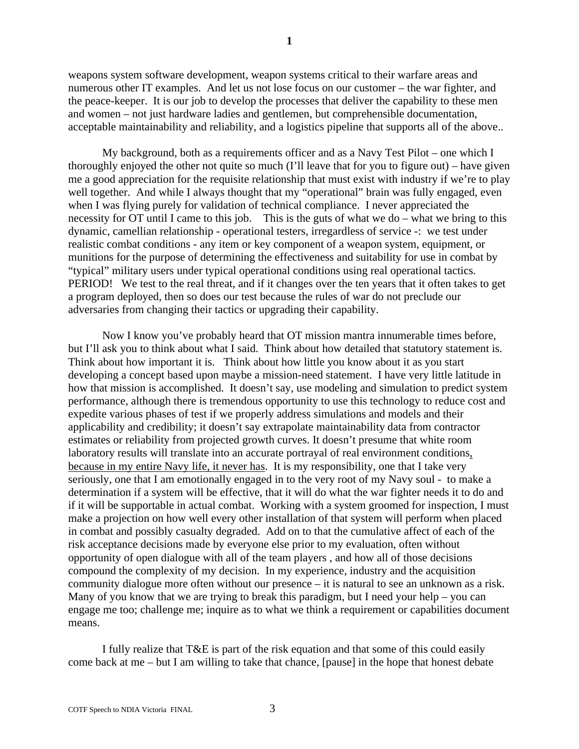weapons system software development, weapon systems critical to their warfare areas and numerous other IT examples. And let us not lose focus on our customer – the war fighter, and the peace-keeper. It is our job to develop the processes that deliver the capability to these men and women – not just hardware ladies and gentlemen, but comprehensible documentation, acceptable maintainability and reliability, and a logistics pipeline that supports all of the above..

My background, both as a requirements officer and as a Navy Test Pilot – one which I thoroughly enjoyed the other not quite so much (I'll leave that for you to figure out) – have given me a good appreciation for the requisite relationship that must exist with industry if we're to play well together. And while I always thought that my "operational" brain was fully engaged, even when I was flying purely for validation of technical compliance. I never appreciated the necessity for OT until I came to this job. This is the guts of what we do – what we bring to this dynamic, camellian relationship - operational testers, irregardless of service -: we test under realistic combat conditions - any item or key component of a weapon system, equipment, or munitions for the purpose of determining the effectiveness and suitability for use in combat by "typical" military users under typical operational conditions using real operational tactics. PERIOD! We test to the real threat, and if it changes over the ten years that it often takes to get a program deployed, then so does our test because the rules of war do not preclude our adversaries from changing their tactics or upgrading their capability.

Now I know you've probably heard that OT mission mantra innumerable times before, but I'll ask you to think about what I said. Think about how detailed that statutory statement is. Think about how important it is. Think about how little you know about it as you start developing a concept based upon maybe a mission-need statement. I have very little latitude in how that mission is accomplished. It doesn't say, use modeling and simulation to predict system performance, although there is tremendous opportunity to use this technology to reduce cost and expedite various phases of test if we properly address simulations and models and their applicability and credibility; it doesn't say extrapolate maintainability data from contractor estimates or reliability from projected growth curves. It doesn't presume that white room laboratory results will translate into an accurate portrayal of real environment conditions, <u>because in my entire Navy life, it never has</u>. It is my responsibility, one that I take very seriously, one that I am emotionally engaged in to the very root of my Navy soul - to make a determination if a system will be effective, that it will do what the war fighter needs it to do and if it will be supportable in actual combat. Working with a system groomed for inspection, I must make a projection on how well every other installation of that system will perform when placed in combat and possibly casualty degraded. Add on to that the cumulative affect of each of the risk acceptance decisions made by everyone else prior to my evaluation, often without opportunity of open dialogue with all of the team players , and how all of those decisions compound the complexity of my decision. In my experience, industry and the acquisition community dialogue more often without our presence – it is natural to see an unknown as a risk. Many of you know that we are trying to break this paradigm, but I need your help – you can engage me too; challenge me; inquire as to what we think a requirement or capabilities document means.

I fully realize that T&E is part of the risk equation and that some of this could easily come back at me – but I am willing to take that chance, [pause] in the hope that honest debate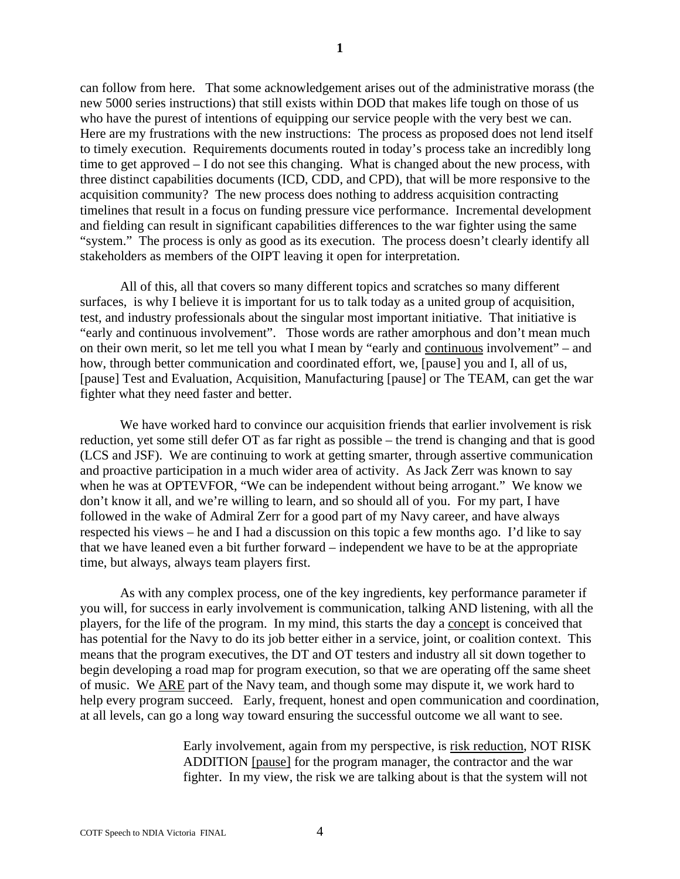can follow from here. That some acknowledgement arises out of the administrative morass (the new 5000 series instructions) that still exists within DOD that makes life tough on those of us who have the purest of intentions of equipping our service people with the very best we can. Here are my frustrations with the new instructions: The process as proposed does not lend itself to timely execution. Requirements documents routed in today's process take an incredibly long time to get approved – I do not see this changing. What is changed about the new process, with three distinct capabilities documents (ICD, CDD, and CPD), that will be more responsive to the acquisition community? The new process does nothing to address acquisition contracting timelines that result in a focus on funding pressure vice performance. Incremental development and fielding can result in significant capabilities differences to the war fighter using the same "system." The process is only as good as its execution. The process doesn't clearly identify all stakeholders as members of the OIPT leaving it open for interpretation.

All of this, all that covers so many different topics and scratches so many different surfaces, is why I believe it is important for us to talk today as a united group of acquisition, test, and industry professionals about the singular most important initiative. That initiative is "early and continuous involvement". Those words are rather amorphous and don't mean much on their own merit, so let me tell you what I mean by "early and <u>continuous</u> involvement" – and how, through better communication and coordinated effort, we, [pause] you and I, all of us, [pause] Test and Evaluation, Acquisition, Manufacturing [pause] or The TEAM, can get the war fighter what they need faster and better.

We have worked hard to convince our acquisition friends that earlier involvement is risk reduction, yet some still defer OT as far right as possible – the trend is changing and that is good (LCS and JSF). We are continuing to work at getting smarter, through assertive communication and proactive participation in a much wider area of activity. As Jack Zerr was known to say when he was at OPTEVFOR, "We can be independent without being arrogant." We know we don't know it all, and we're willing to learn, and so should all of you. For my part, I have followed in the wake of Admiral Zerr for a good part of my Navy career, and have always respected his views – he and I had a discussion on this topic a few months ago. I'd like to say that we have leaned even a bit further forward – independent we have to be at the appropriate time, but always, always team players first.

As with any complex process, one of the key ingredients, key performance parameter if you will, for success in early involvement is communication, talking AND listening, with all the players, for the life of the program. In my mind, this starts the day a <u>concept</u> is conceived that has potential for the Navy to do its job better either in a service, joint, or coalition context. This means that the program executives, the DT and OT testers and industry all sit down together to begin developing a road map for program execution, so that we are operating off the same sheet of music. We <u>ARE</u> part of the Navy team, and though some may dispute it, we work hard to help every program succeed. Early, frequent, honest and open communication and coordination, at all levels, can go a long way toward ensuring the successful outcome we all want to see.

> Early involvement, again from my perspective, is <u>risk reduction</u>, NOT RISK ADDITION <u>[pause]</u> for the program manager, the contractor and the war fighter. In my view, the risk we are talking about is that the system will not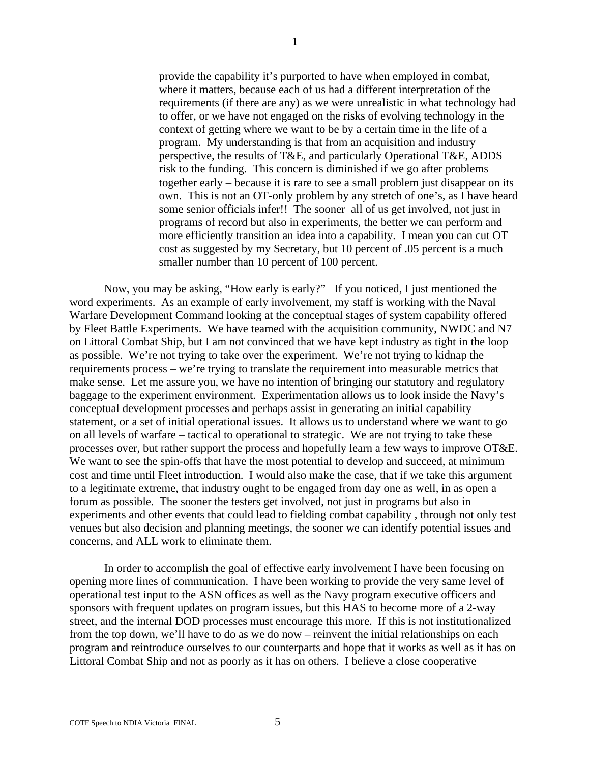provide the capability it's purported to have when employed in combat, where it matters, because each of us had a different interpretation of the requirements (if there are any) as we were unrealistic in what technology had to offer, or we have not engaged on the risks of evolving technology in the context of getting where we want to be by a certain time in the life of a program. My understanding is that from an acquisition and industry perspective, the results of T&E, and particularly Operational T&E, ADDS risk to the funding. This concern is diminished if we go after problems together early – because it is rare to see a small problem just disappear on its own. This is not an OT-only problem by any stretch of one's, as I have heard some senior officials infer!! The sooner all of us get involved, not just in programs of record but also in experiments, the better we can perform and more efficiently transition an idea into a capability. I mean you can cut OT cost as suggested by my Secretary, but 10 percent of .05 percent is a much smaller number than 10 percent of 100 percent.

Now, you may be asking, "How early is early?" If you noticed, I just mentioned the word experiments. As an example of early involvement, my staff is working with the Naval Warfare Development Command looking at the conceptual stages of system capability offered by Fleet Battle Experiments. We have teamed with the acquisition community, NWDC and N7 on Littoral Combat Ship, but I am not convinced that we have kept industry as tight in the loop as possible. We're not trying to take over the experiment. We're not trying to kidnap the requirements process – we're trying to translate the requirement into measurable metrics that make sense. Let me assure you, we have no intention of bringing our statutory and regulatory baggage to the experiment environment. Experimentation allows us to look inside the Navy's conceptual development processes and perhaps assist in generating an initial capability statement, or a set of initial operational issues. It allows us to understand where we want to go on all levels of warfare – tactical to operational to strategic. We are not trying to take these processes over, but rather support the process and hopefully learn a few ways to improve OT&E. We want to see the spin-offs that have the most potential to develop and succeed, at minimum cost and time until Fleet introduction. I would also make the case, that if we take this argument to a legitimate extreme, that industry ought to be engaged from day one as well, in as open a forum as possible. The sooner the testers get involved, not just in programs but also in experiments and other events that could lead to fielding combat capability , through not only test venues but also decision and planning meetings, the sooner we can identify potential issues and concerns, and ALL work to eliminate them.

In order to accomplish the goal of effective early involvement I have been focusing on opening more lines of communication. I have been working to provide the very same level of operational test input to the ASN offices as well as the Navy program executive officers and sponsors with frequent updates on program issues, but this HAS to become more of a 2-way street, and the internal DOD processes must encourage this more. If this is not institutionalized from the top down, we'll have to do as we do now – reinvent the initial relationships on each program and reintroduce ourselves to our counterparts and hope that it works as well as it has on Littoral Combat Ship and not as poorly as it has on others. I believe a close cooperative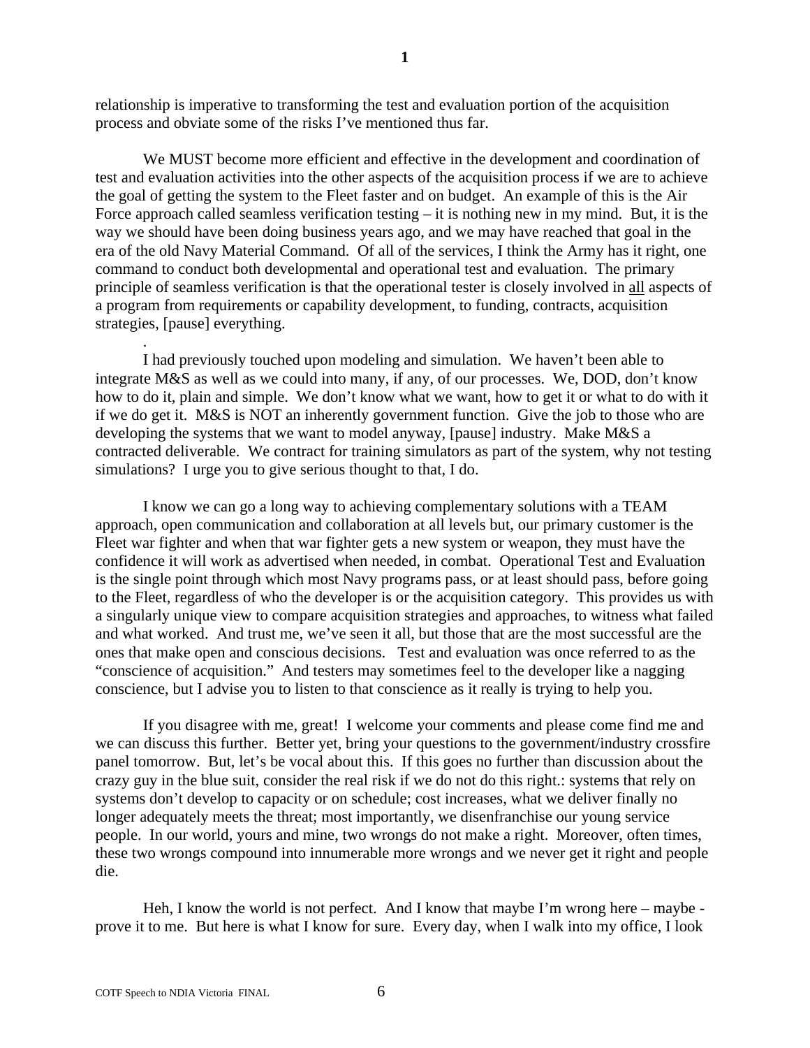relationship is imperative to transforming the test and evaluation portion of the acquisition process and obviate some of the risks I've mentioned thus far.

We MUST become more efficient and effective in the development and coordination of test and evaluation activities into the other aspects of the acquisition process if we are to achieve the goal of getting the system to the Fleet faster and on budget. An example of this is the Air Force approach called seamless verification testing – it is nothing new in my mind. But, it is the way we should have been doing business years ago, and we may have reached that goal in the era of the old Navy Material Command. Of all of the services, I think the Army has it right, one command to conduct both developmental and operational test and evaluation. The primary principle of seamless verification is that the operational tester is closely involved in all aspects of a program from requirements or capability development, to funding, contracts, acquisition strategies, [pause] everything.

.

I had previously touched upon modeling and simulation. We haven't been able to integrate M&S as well as we could into many, if any, of our processes. We, DOD, don't know how to do it, plain and simple. We don't know what we want, how to get it or what to do with it if we do get it. M&S is NOT an inherently government function. Give the job to those who are developing the systems that we want to model anyway, [pause] industry. Make M&S a contracted deliverable. We contract for training simulators as part of the system, why not testing simulations? I urge you to give serious thought to that, I do.

I know we can go a long way to achieving complementary solutions with a TEAM approach, open communication and collaboration at all levels but, our primary customer is the Fleet war fighter and when that war fighter gets a new system or weapon, they must have the confidence it will work as advertised when needed, in combat. Operational Test and Evaluation is the single point through which most Navy programs pass, or at least should pass, before going to the Fleet, regardless of who the developer is or the acquisition category. This provides us with a singularly unique view to compare acquisition strategies and approaches, to witness what failed and what worked. And trust me, we've seen it all, but those that are the most successful are the ones that make open and conscious decisions. Test and evaluation was once referred to as the "conscience of acquisition." And testers may sometimes feel to the developer like a nagging conscience, but I advise you to listen to that conscience as it really is trying to help you.

If you disagree with me, great! I welcome your comments and please come find me and we can discuss this further. Better yet, bring your questions to the government/industry crossfire panel tomorrow. But, let's be vocal about this. If this goes no further than discussion about the crazy guy in the blue suit, consider the real risk if we do not do this right.: systems that rely on systems don't develop to capacity or on schedule; cost increases, what we deliver finally no longer adequately meets the threat; most importantly, we disenfranchise our young service people. In our world, yours and mine, two wrongs do not make a right. Moreover, often times, these two wrongs compound into innumerable more wrongs and we never get it right and people die.

Heh, I know the world is not perfect. And I know that maybe I'm wrong here – maybe - prove it to me. But here is what I know for sure. Every day, when I walk into my office, I look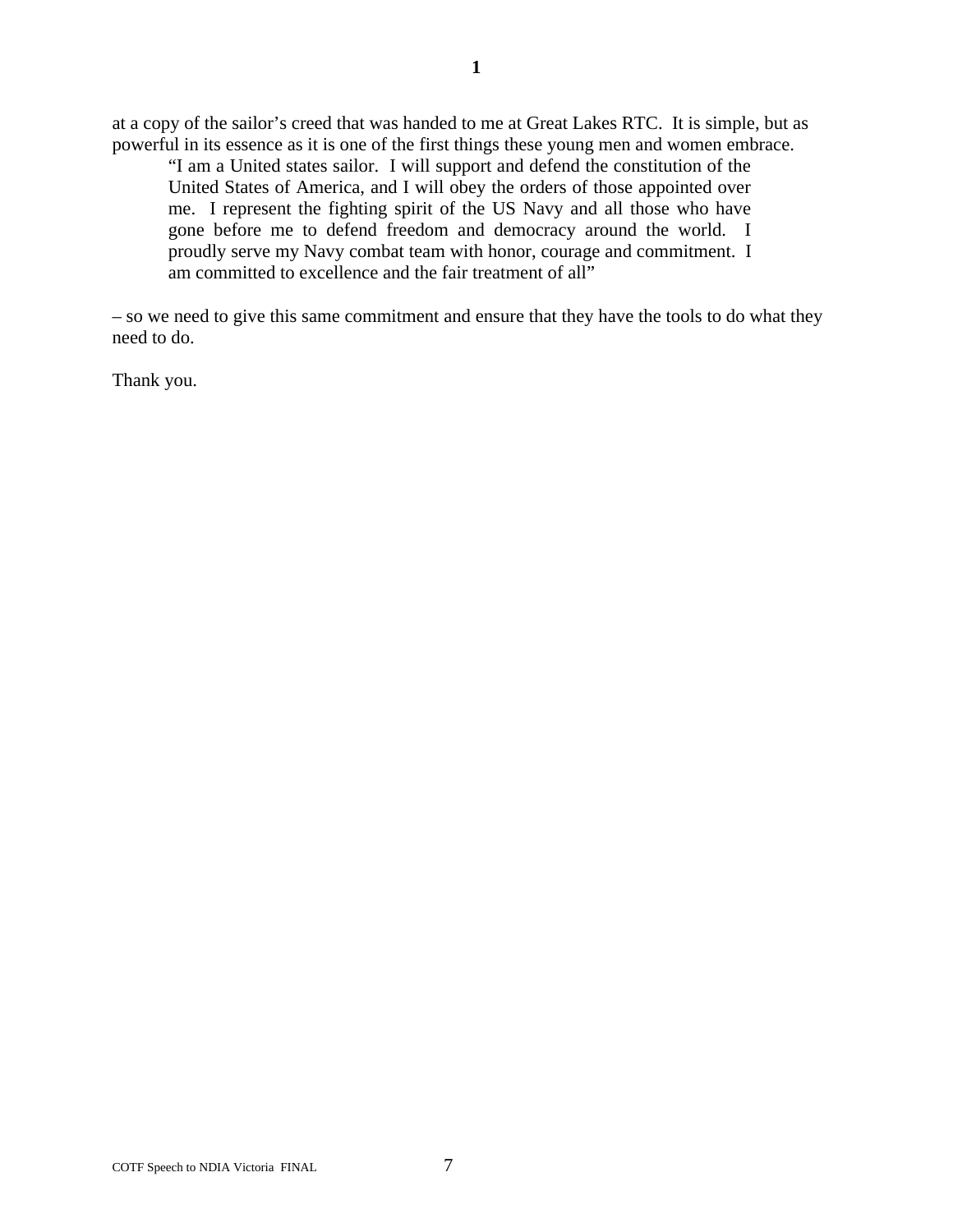at a copy of the sailor's creed that was handed to me at Great Lakes RTC. It is simple, but as powerful in its essence as it is one of the first things these young men and women embrace.

> "I am a United states sailor. I will support and defend the constitution of the United States of America, and I will obey the orders of those appointed over me. I represent the fighting spirit of the US Navy and all those who have gone before me to defend freedom and democracy around the world. I proudly serve my Navy combat team with honor, courage and commitment. I am committed to excellence and the fair treatment of all"

– so we need to give this same commitment and ensure that they have the tools to do what they need to do.

Thank you.